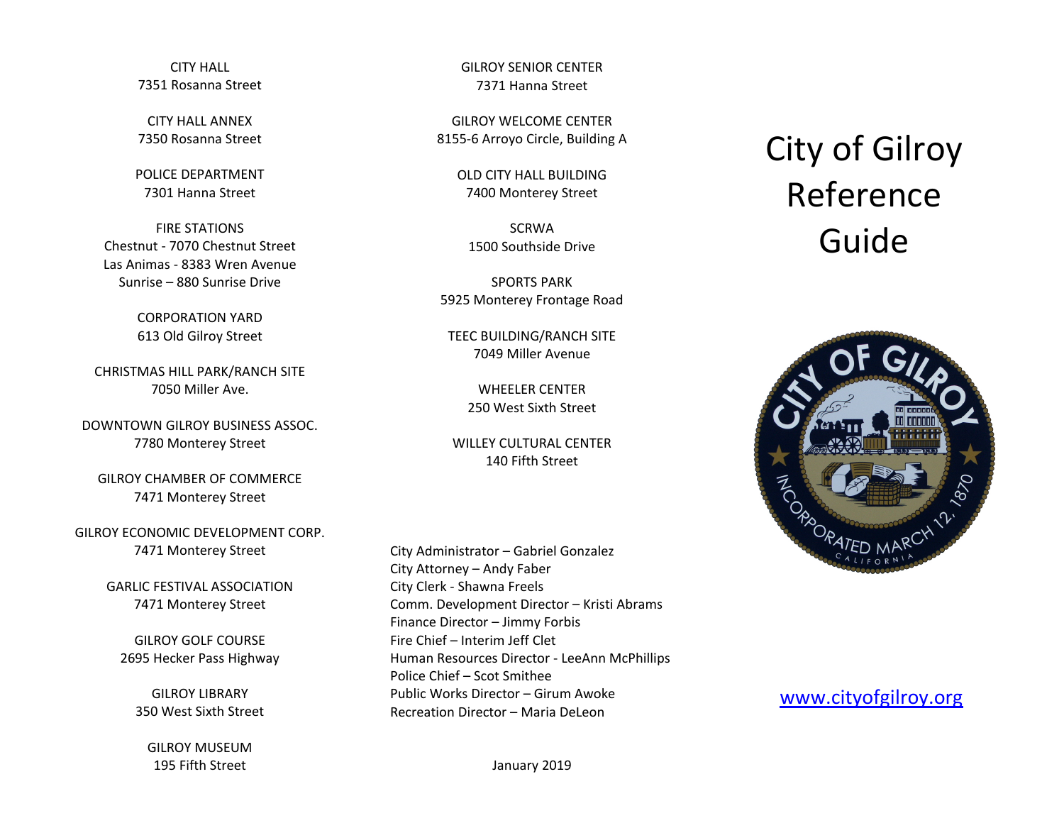# City of Gilroy Reference Guide

www.cityofgilroy.org

CITY HALL
7351 Rosanna Street

CITY HALL ANNEX
7350 Rosanna Street

POLICE DEPARTMENT
7301 Hanna Street

FIRE STATIONS
Chestnut - 7070 Chestnut Street
Las Animas - 8383 Wren Avenue
Sunrise – 880 Sunrise Drive

CORPORATION YARD
613 Old Gilroy Street

CHRISTMAS HILL PARK/RANCH SITE
7050 Miller Ave.

DOWNTOWN GILROY BUSINESS ASSOC.
7780 Monterey Street

GILROY CHAMBER OF COMMERCE
7471 Monterey Street

GILROY ECONOMIC DEVELOPMENT CORP.
7471 Monterey Street

GARLIC FESTIVAL ASSOCIATION
7471 Monterey Street

GILROY GOLF COURSE
2695 Hecker Pass Highway

GILROY LIBRARY
350 West Sixth Street

GILROY MUSEUM
195 Fifth Street

GILROY SENIOR CENTER
7371 Hanna Street

GILROY WELCOME CENTER
8155-6 Arroyo Circle, Building A

OLD CITY HALL BUILDING
7400 Monterey Street

SCRWA
1500 Southside Drive

SPORTS PARK
5925 Monterey Frontage Road

TEEC BUILDING/RANCH SITE
7049 Miller Avenue

WHEELER CENTER
250 West Sixth Street

WILLEY CULTURAL CENTER
140 Fifth Street

City Administrator – Gabriel Gonzalez
City Attorney – Andy Faber
City Clerk - Shawna Freels
Comm. Development Director – Kristi Abrams
Finance Director – Jimmy Forbis
Fire Chief – Interim Jeff Clet
Human Resources Director - LeeAnn McPhillips
Police Chief – Scot Smithee
Public Works Director – Girum Awoke
Recreation Director – Maria DeLeon

January 2019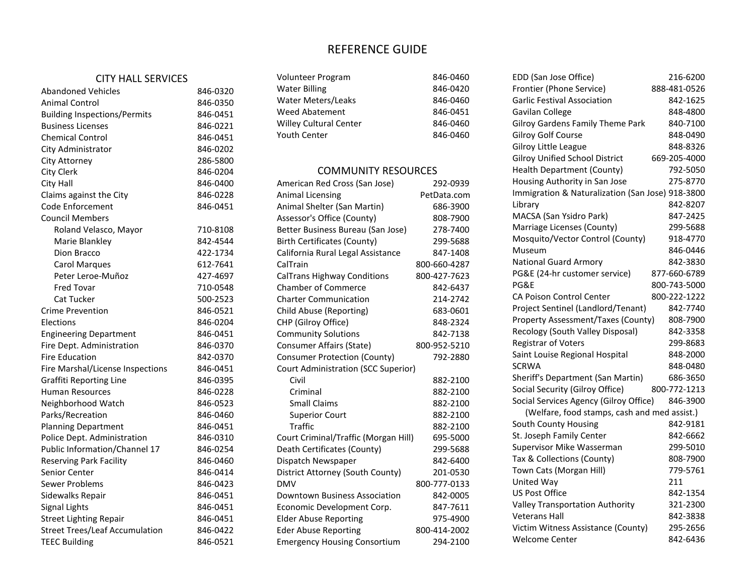# REFERENCE GUIDE

## CITY HALL SERVICES

| | |
|---|---|
| Abandoned Vehicles | 846-0320 |
| Animal Control | 846-0350 |
| Building Inspections/Permits | 846-0451 |
| Business Licenses | 846-0221 |
| Chemical Control | 846-0451 |
| City Administrator | 846-0202 |
| City Attorney | 286-5800 |
| City Clerk | 846-0204 |
| City Hall | 846-0400 |
| Claims against the City | 846-0228 |
| Code Enforcement | 846-0451 |
| Council Members | |
| Roland Velasco, Mayor | 710-8108 |
| Marie Blankley | 842-4544 |
| Dion Bracco | 422-1734 |
| Carol Marques | 612-7641 |
| Peter Leroe-Muñoz | 427-4697 |
| Fred Tovar | 710-0548 |
| Cat Tucker | 500-2523 |
| Crime Prevention | 846-0521 |
| Elections | 846-0204 |
| Engineering Department | 846-0451 |
| Fire Dept. Administration | 846-0370 |
| Fire Education | 842-0370 |
| Fire Marshal/License Inspections | 846-0451 |
| Graffiti Reporting Line | 846-0395 |
| Human Resources | 846-0228 |
| Neighborhood Watch | 846-0523 |
| Parks/Recreation | 846-0460 |
| Planning Department | 846-0451 |
| Police Dept. Administration | 846-0310 |
| Public Information/Channel 17 | 846-0254 |
| Reserving Park Facility | 846-0460 |
| Senior Center | 846-0414 |
| Sewer Problems | 846-0423 |
| Sidewalks Repair | 846-0451 |
| Signal Lights | 846-0451 |
| Street Lighting Repair | 846-0451 |
| Street Trees/Leaf Accumulation | 846-0422 |
| TEEC Building | 846-0521 |
| Volunteer Program | 846-0460 |
| Water Billing | 846-0420 |
| Water Meters/Leaks | 846-0460 |
| Weed Abatement | 846-0451 |
| Willey Cultural Center | 846-0460 |
| Youth Center | 846-0460 |

## COMMUNITY RESOURCES

| | |
|---|---|
| American Red Cross (San Jose) | 292-0939 |
| Animal Licensing | PetData.com |
| Animal Shelter (San Martin) | 686-3900 |
| Assessor's Office (County) | 808-7900 |
| Better Business Bureau (San Jose) | 278-7400 |
| Birth Certificates (County) | 299-5688 |
| California Rural Legal Assistance | 847-1408 |
| CalTrain | 800-660-4287 |
| CalTrans Highway Conditions | 800-427-7623 |
| Chamber of Commerce | 842-6437 |
| Charter Communication | 214-2742 |
| Child Abuse (Reporting) | 683-0601 |
| CHP (Gilroy Office) | 848-2324 |
| Community Solutions | 842-7138 |
| Consumer Affairs (State) | 800-952-5210 |
| Consumer Protection (County) | 792-2880 |
| Court Administration (SCC Superior) | |
| Civil | 882-2100 |
| Criminal | 882-2100 |
| Small Claims | 882-2100 |
| Superior Court | 882-2100 |
| Traffic | 882-2100 |
| Court Criminal/Traffic (Morgan Hill) | 695-5000 |
| Death Certificates (County) | 299-5688 |
| Dispatch Newspaper | 842-6400 |
| District Attorney (South County) | 201-0530 |
| DMV | 800-777-0133 |
| Downtown Business Association | 842-0005 |
| Economic Development Corp. | 847-7611 |
| Elder Abuse Reporting | 975-4900 |
| Eder Abuse Reporting | 800-414-2002 |
| Emergency Housing Consortium | 294-2100 |
| EDD (San Jose Office) | 216-6200 |
| Frontier (Phone Service) | 888-481-0526 |
| Garlic Festival Association | 842-1625 |
| Gavilan College | 848-4800 |
| Gilroy Gardens Family Theme Park | 840-7100 |
| Gilroy Golf Course | 848-0490 |
| Gilroy Little League | 848-8326 |
| Gilroy Unified School District | 669-205-4000 |
| Health Department (County) | 792-5050 |
| Housing Authority in San Jose | 275-8770 |
| Immigration & Naturalization (San Jose) | 918-3800 |
| Library | 842-8207 |
| MACSA (San Ysidro Park) | 847-2425 |
| Marriage Licenses (County) | 299-5688 |
| Mosquito/Vector Control (County) | 918-4770 |
| Museum | 846-0446 |
| National Guard Armory | 842-3830 |
| PG&E (24-hr customer service) | 877-660-6789 |
| PG&E | 800-743-5000 |
| CA Poison Control Center | 800-222-1222 |
| Project Sentinel (Landlord/Tenant) | 842-7740 |
| Property Assessment/Taxes (County) | 808-7900 |
| Recology (South Valley Disposal) | 842-3358 |
| Registrar of Voters | 299-8683 |
| Saint Louise Regional Hospital | 848-2000 |
| SCRWA | 848-0480 |
| Sheriff's Department (San Martin) | 686-3650 |
| Social Security (Gilroy Office) | 800-772-1213 |
| Social Services Agency (Gilroy Office) | 846-3900 |
| (Welfare, food stamps, cash and med assist.) | |
| South County Housing | 842-9181 |
| St. Joseph Family Center | 842-6662 |
| Supervisor Mike Wasserman | 299-5010 |
| Tax & Collections (County) | 808-7900 |
| Town Cats (Morgan Hill) | 779-5761 |
| United Way | 211 |
| US Post Office | 842-1354 |
| Valley Transportation Authority | 321-2300 |
| Veterans Hall | 842-3838 |
| Victim Witness Assistance (County) | 295-2656 |
| Welcome Center | 842-6436 |